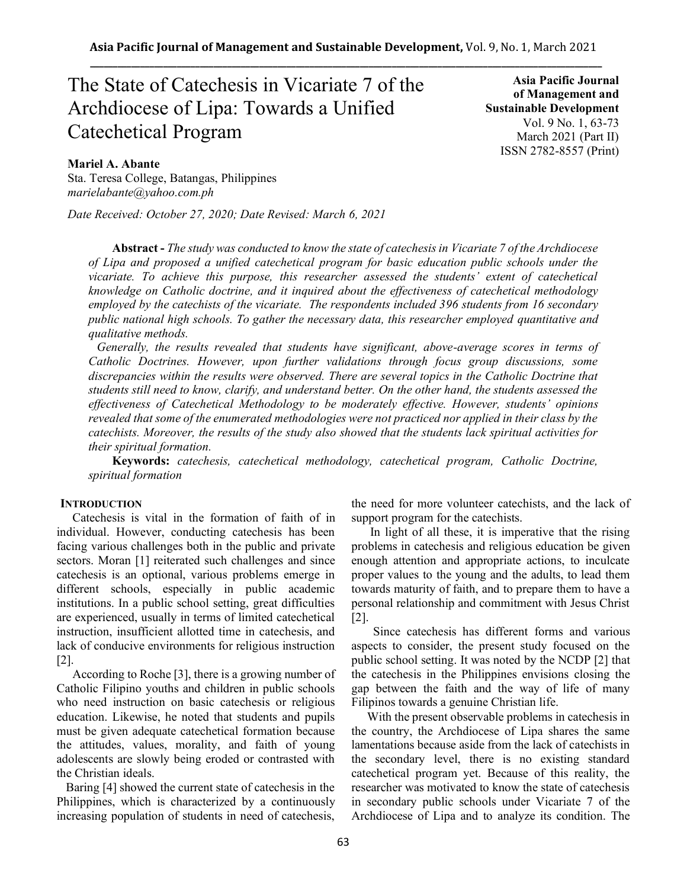# The State of Catechesis in Vicariate 7 of the Archdiocese of Lipa: Towards a Unified Catechetical Program

**Asia Pacific Journal of Management and Sustainable Development**
Vol. 9 No. 1, 63-73
March 2021 (Part II)
ISSN 2782-8557 (Print)

**Mariel A. Abante**
Sta. Teresa College, Batangas, Philippines
*marielabante@yahoo.com.ph*

*Date Received: October 27, 2020; Date Revised: March 6, 2021*

**Abstract -** *The study was conducted to know the state of catechesis in Vicariate 7 of the Archdiocese of Lipa and proposed a unified catechetical program for basic education public schools under the vicariate. To achieve this purpose, this researcher assessed the students' extent of catechetical knowledge on Catholic doctrine, and it inquired about the effectiveness of catechetical methodology employed by the catechists of the vicariate. The respondents included 396 students from 16 secondary public national high schools. To gather the necessary data, this researcher employed quantitative and qualitative methods.*

*Generally, the results revealed that students have significant, above-average scores in terms of Catholic Doctrines. However, upon further validations through focus group discussions, some discrepancies within the results were observed. There are several topics in the Catholic Doctrine that students still need to know, clarify, and understand better. On the other hand, the students assessed the effectiveness of Catechetical Methodology to be moderately effective. However, students' opinions revealed that some of the enumerated methodologies were not practiced nor applied in their class by the catechists. Moreover, the results of the study also showed that the students lack spiritual activities for their spiritual formation.*

**Keywords:** *catechesis, catechetical methodology, catechetical program, Catholic Doctrine, spiritual formation*

## INTRODUCTION

Catechesis is vital in the formation of faith of in individual. However, conducting catechesis has been facing various challenges both in the public and private sectors. Moran [1] reiterated such challenges and since catechesis is an optional, various problems emerge in different schools, especially in public academic institutions. In a public school setting, great difficulties are experienced, usually in terms of limited catechetical instruction, insufficient allotted time in catechesis, and lack of conducive environments for religious instruction [2].

According to Roche [3], there is a growing number of Catholic Filipino youths and children in public schools who need instruction on basic catechesis or religious education. Likewise, he noted that students and pupils must be given adequate catechetical formation because the attitudes, values, morality, and faith of young adolescents are slowly being eroded or contrasted with the Christian ideals.

Baring [4] showed the current state of catechesis in the Philippines, which is characterized by a continuously increasing population of students in need of catechesis, the need for more volunteer catechists, and the lack of support program for the catechists.

In light of all these, it is imperative that the rising problems in catechesis and religious education be given enough attention and appropriate actions, to inculcate proper values to the young and the adults, to lead them towards maturity of faith, and to prepare them to have a personal relationship and commitment with Jesus Christ [2].

Since catechesis has different forms and various aspects to consider, the present study focused on the public school setting. It was noted by the NCDP [2] that the catechesis in the Philippines envisions closing the gap between the faith and the way of life of many Filipinos towards a genuine Christian life.

With the present observable problems in catechesis in the country, the Archdiocese of Lipa shares the same lamentations because aside from the lack of catechists in the secondary level, there is no existing standard catechetical program yet. Because of this reality, the researcher was motivated to know the state of catechesis in secondary public schools under Vicariate 7 of the Archdiocese of Lipa and to analyze its condition. The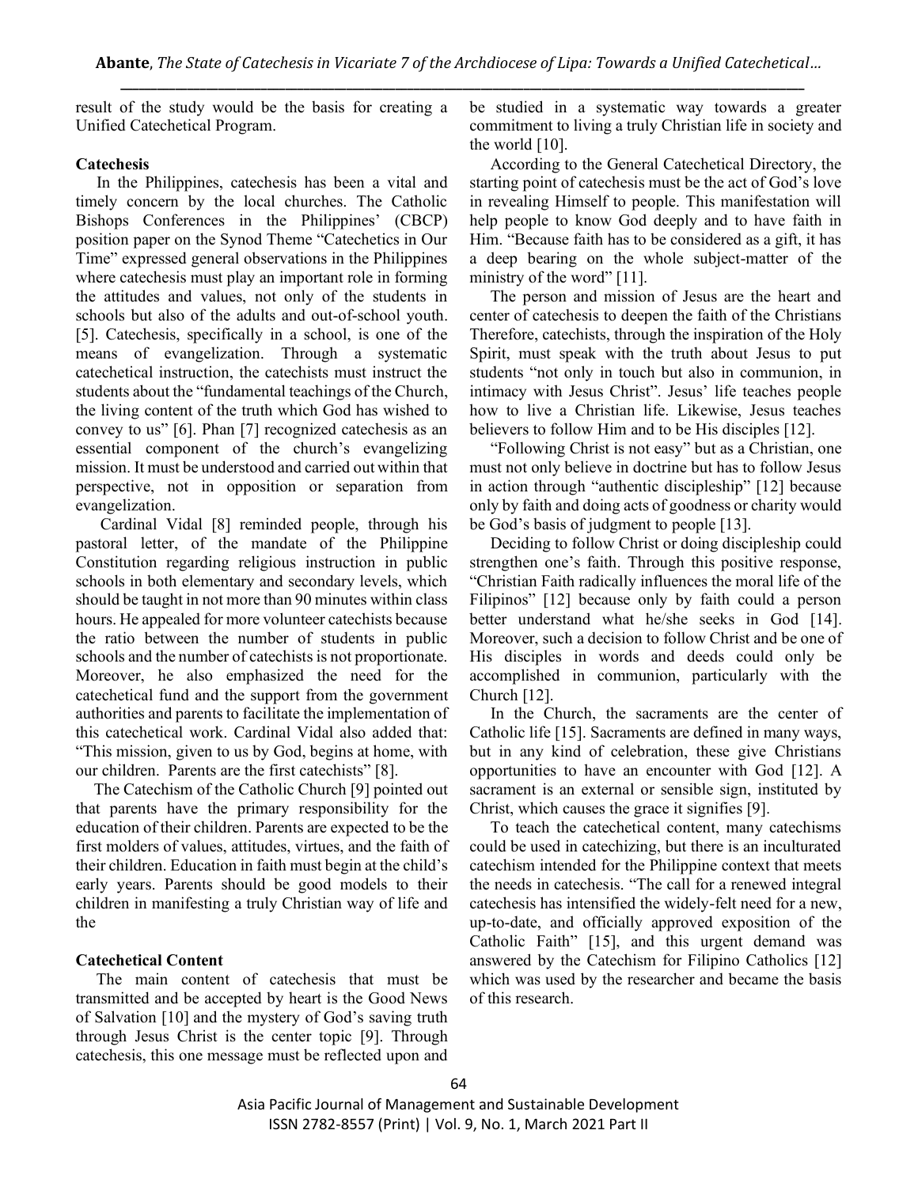result of the study would be the basis for creating a Unified Catechetical Program.

## Catechesis

In the Philippines, catechesis has been a vital and timely concern by the local churches. The Catholic Bishops Conferences in the Philippines' (CBCP) position paper on the Synod Theme "Catechetics in Our Time" expressed general observations in the Philippines where catechesis must play an important role in forming the attitudes and values, not only of the students in schools but also of the adults and out-of-school youth. [5]. Catechesis, specifically in a school, is one of the means of evangelization. Through a systematic catechetical instruction, the catechists must instruct the students about the "fundamental teachings of the Church, the living content of the truth which God has wished to convey to us" [6]. Phan [7] recognized catechesis as an essential component of the church's evangelizing mission. It must be understood and carried out within that perspective, not in opposition or separation from evangelization.

Cardinal Vidal [8] reminded people, through his pastoral letter, of the mandate of the Philippine Constitution regarding religious instruction in public schools in both elementary and secondary levels, which should be taught in not more than 90 minutes within class hours. He appealed for more volunteer catechists because the ratio between the number of students in public schools and the number of catechists is not proportionate. Moreover, he also emphasized the need for the catechetical fund and the support from the government authorities and parents to facilitate the implementation of this catechetical work. Cardinal Vidal also added that: "This mission, given to us by God, begins at home, with our children. Parents are the first catechists" [8].

The Catechism of the Catholic Church [9] pointed out that parents have the primary responsibility for the education of their children. Parents are expected to be the first molders of values, attitudes, virtues, and the faith of their children. Education in faith must begin at the child's early years. Parents should be good models to their children in manifesting a truly Christian way of life and the

## Catechetical Content

The main content of catechesis that must be transmitted and be accepted by heart is the Good News of Salvation [10] and the mystery of God's saving truth through Jesus Christ is the center topic [9]. Through catechesis, this one message must be reflected upon and be studied in a systematic way towards a greater commitment to living a truly Christian life in society and the world [10].

According to the General Catechetical Directory, the starting point of catechesis must be the act of God's love in revealing Himself to people. This manifestation will help people to know God deeply and to have faith in Him. "Because faith has to be considered as a gift, it has a deep bearing on the whole subject-matter of the ministry of the word" [11].

The person and mission of Jesus are the heart and center of catechesis to deepen the faith of the Christians Therefore, catechists, through the inspiration of the Holy Spirit, must speak with the truth about Jesus to put students "not only in touch but also in communion, in intimacy with Jesus Christ". Jesus' life teaches people how to live a Christian life. Likewise, Jesus teaches believers to follow Him and to be His disciples [12].

"Following Christ is not easy" but as a Christian, one must not only believe in doctrine but has to follow Jesus in action through "authentic discipleship" [12] because only by faith and doing acts of goodness or charity would be God's basis of judgment to people [13].

Deciding to follow Christ or doing discipleship could strengthen one's faith. Through this positive response, "Christian Faith radically influences the moral life of the Filipinos" [12] because only by faith could a person better understand what he/she seeks in God [14]. Moreover, such a decision to follow Christ and be one of His disciples in words and deeds could only be accomplished in communion, particularly with the Church [12].

In the Church, the sacraments are the center of Catholic life [15]. Sacraments are defined in many ways, but in any kind of celebration, these give Christians opportunities to have an encounter with God [12]. A sacrament is an external or sensible sign, instituted by Christ, which causes the grace it signifies [9].

To teach the catechetical content, many catechisms could be used in catechizing, but there is an inculturated catechism intended for the Philippine context that meets the needs in catechesis. "The call for a renewed integral catechesis has intensified the widely-felt need for a new, up-to-date, and officially approved exposition of the Catholic Faith" [15], and this urgent demand was answered by the Catechism for Filipino Catholics [12] which was used by the researcher and became the basis of this research.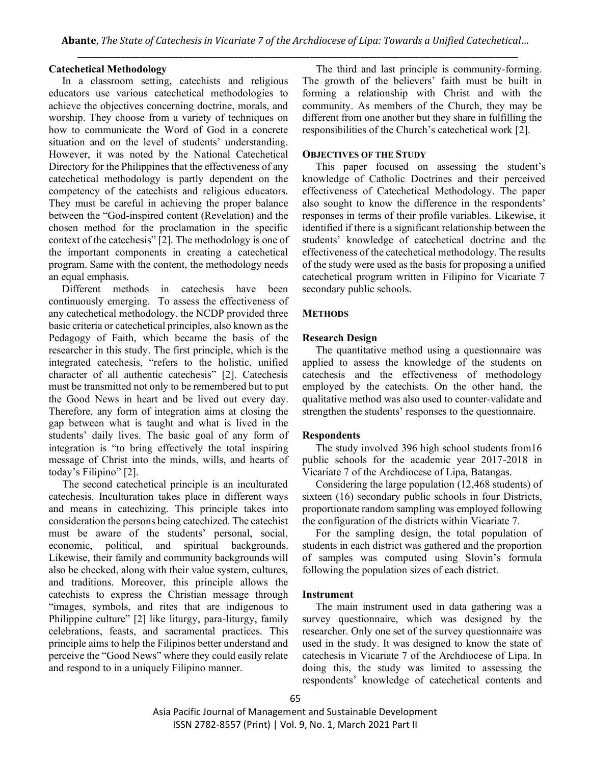### Catechetical Methodology

In a classroom setting, catechists and religious educators use various catechetical methodologies to achieve the objectives concerning doctrine, morals, and worship. They choose from a variety of techniques on how to communicate the Word of God in a concrete situation and on the level of students' understanding. However, it was noted by the National Catechetical Directory for the Philippines that the effectiveness of any catechetical methodology is partly dependent on the competency of the catechists and religious educators. They must be careful in achieving the proper balance between the "God-inspired content (Revelation) and the chosen method for the proclamation in the specific context of the catechesis" [2]. The methodology is one of the important components in creating a catechetical program. Same with the content, the methodology needs an equal emphasis.

Different methods in catechesis have been continuously emerging. To assess the effectiveness of any catechetical methodology, the NCDP provided three basic criteria or catechetical principles, also known as the Pedagogy of Faith, which became the basis of the researcher in this study. The first principle, which is the integrated catechesis, "refers to the holistic, unified character of all authentic catechesis" [2]. Catechesis must be transmitted not only to be remembered but to put the Good News in heart and be lived out every day. Therefore, any form of integration aims at closing the gap between what is taught and what is lived in the students' daily lives. The basic goal of any form of integration is "to bring effectively the total inspiring message of Christ into the minds, wills, and hearts of today's Filipino" [2].

The second catechetical principle is an inculturated catechesis. Inculturation takes place in different ways and means in catechizing. This principle takes into consideration the persons being catechized. The catechist must be aware of the students' personal, social, economic, political, and spiritual backgrounds. Likewise, their family and community backgrounds will also be checked, along with their value system, cultures, and traditions. Moreover, this principle allows the catechists to express the Christian message through "images, symbols, and rites that are indigenous to Philippine culture" [2] like liturgy, para-liturgy, family celebrations, feasts, and sacramental practices. This principle aims to help the Filipinos better understand and perceive the "Good News" where they could easily relate and respond to in a uniquely Filipino manner.

The third and last principle is community-forming. The growth of the believers' faith must be built in forming a relationship with Christ and with the community. As members of the Church, they may be different from one another but they share in fulfilling the responsibilities of the Church's catechetical work [2].

## OBJECTIVES OF THE STUDY

This paper focused on assessing the student's knowledge of Catholic Doctrines and their perceived effectiveness of Catechetical Methodology. The paper also sought to know the difference in the respondents' responses in terms of their profile variables. Likewise, it identified if there is a significant relationship between the students' knowledge of catechetical doctrine and the effectiveness of the catechetical methodology. The results of the study were used as the basis for proposing a unified catechetical program written in Filipino for Vicariate 7 secondary public schools.

## METHODS

### Research Design

The quantitative method using a questionnaire was applied to assess the knowledge of the students on catechesis and the effectiveness of methodology employed by the catechists. On the other hand, the qualitative method was also used to counter-validate and strengthen the students' responses to the questionnaire.

### Respondents

The study involved 396 high school students from16 public schools for the academic year 2017-2018 in Vicariate 7 of the Archdiocese of Lipa, Batangas.

Considering the large population (12,468 students) of sixteen (16) secondary public schools in four Districts, proportionate random sampling was employed following the configuration of the districts within Vicariate 7.

For the sampling design, the total population of students in each district was gathered and the proportion of samples was computed using Slovin's formula following the population sizes of each district.

### Instrument

The main instrument used in data gathering was a survey questionnaire, which was designed by the researcher. Only one set of the survey questionnaire was used in the study. It was designed to know the state of catechesis in Vicariate 7 of the Archdiocese of Lipa. In doing this, the study was limited to assessing the respondents' knowledge of catechetical contents and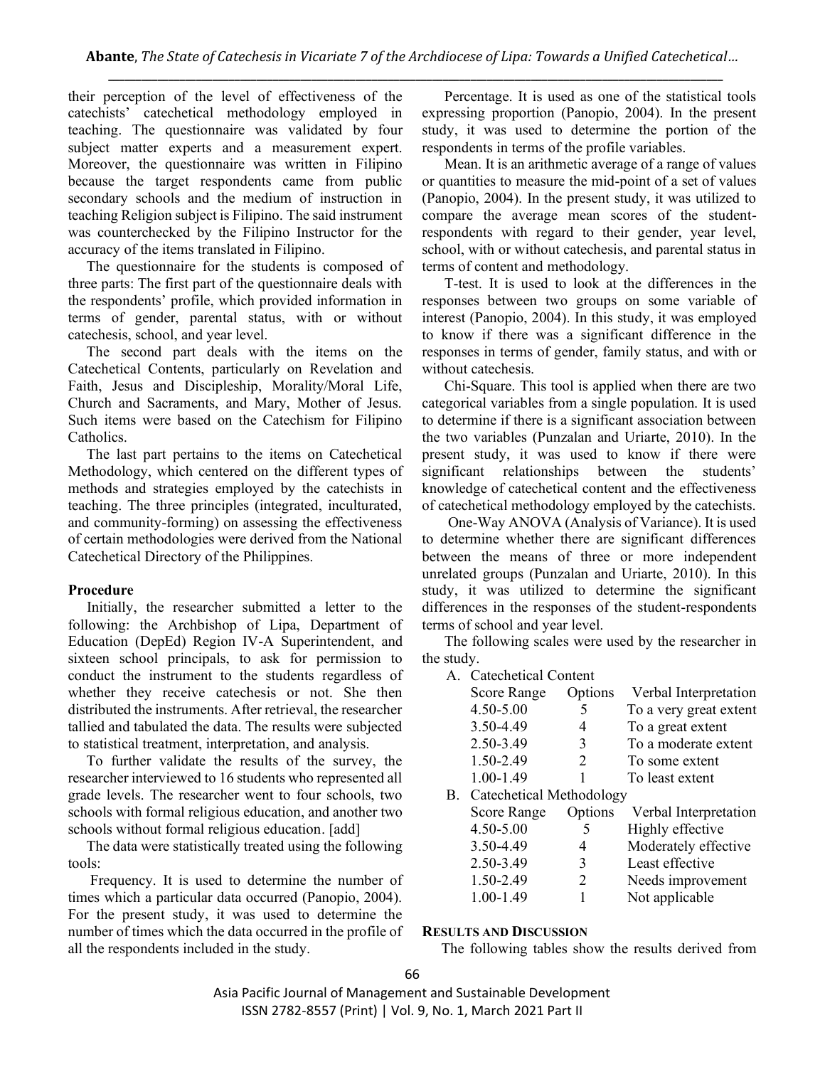their perception of the level of effectiveness of the catechists' catechetical methodology employed in teaching. The questionnaire was validated by four subject matter experts and a measurement expert. Moreover, the questionnaire was written in Filipino because the target respondents came from public secondary schools and the medium of instruction in teaching Religion subject is Filipino. The said instrument was counterchecked by the Filipino Instructor for the accuracy of the items translated in Filipino.

The questionnaire for the students is composed of three parts: The first part of the questionnaire deals with the respondents' profile, which provided information in terms of gender, parental status, with or without catechesis, school, and year level.

The second part deals with the items on the Catechetical Contents, particularly on Revelation and Faith, Jesus and Discipleship, Morality/Moral Life, Church and Sacraments, and Mary, Mother of Jesus. Such items were based on the Catechism for Filipino Catholics.

The last part pertains to the items on Catechetical Methodology, which centered on the different types of methods and strategies employed by the catechists in teaching. The three principles (integrated, inculturated, and community-forming) on assessing the effectiveness of certain methodologies were derived from the National Catechetical Directory of the Philippines.

**Procedure**

Initially, the researcher submitted a letter to the following: the Archbishop of Lipa, Department of Education (DepEd) Region IV-A Superintendent, and sixteen school principals, to ask for permission to conduct the instrument to the students regardless of whether they receive catechesis or not. She then distributed the instruments. After retrieval, the researcher tallied and tabulated the data. The results were subjected to statistical treatment, interpretation, and analysis.

To further validate the results of the survey, the researcher interviewed to 16 students who represented all grade levels. The researcher went to four schools, two schools with formal religious education, and another two schools without formal religious education. [add]

The data were statistically treated using the following tools:

Frequency. It is used to determine the number of times which a particular data occurred (Panopio, 2004). For the present study, it was used to determine the number of times which the data occurred in the profile of all the respondents included in the study.

Percentage. It is used as one of the statistical tools expressing proportion (Panopio, 2004). In the present study, it was used to determine the portion of the respondents in terms of the profile variables.

Mean. It is an arithmetic average of a range of values or quantities to measure the mid-point of a set of values (Panopio, 2004). In the present study, it was utilized to compare the average mean scores of the student-respondents with regard to their gender, year level, school, with or without catechesis, and parental status in terms of content and methodology.

T-test. It is used to look at the differences in the responses between two groups on some variable of interest (Panopio, 2004). In this study, it was employed to know if there was a significant difference in the responses in terms of gender, family status, and with or without catechesis.

Chi-Square. This tool is applied when there are two categorical variables from a single population. It is used to determine if there is a significant association between the two variables (Punzalan and Uriarte, 2010). In the present study, it was used to know if there were significant relationships between the students' knowledge of catechetical content and the effectiveness of catechetical methodology employed by the catechists.

One-Way ANOVA (Analysis of Variance). It is used to determine whether there are significant differences between the means of three or more independent unrelated groups (Punzalan and Uriarte, 2010). In this study, it was utilized to determine the significant differences in the responses of the student-respondents terms of school and year level.

The following scales were used by the researcher in the study.

A. Catechetical Content

| Score Range | Options | Verbal Interpretation |
|---|---|---|
| 4.50-5.00 | 5 | To a very great extent |
| 3.50-4.49 | 4 | To a great extent |
| 2.50-3.49 | 3 | To a moderate extent |
| 1.50-2.49 | 2 | To some extent |
| 1.00-1.49 | 1 | To least extent |

B. Catechetical Methodology

| Score Range | Options | Verbal Interpretation |
|---|---|---|
| 4.50-5.00 | 5 | Highly effective |
| 3.50-4.49 | 4 | Moderately effective |
| 2.50-3.49 | 3 | Least effective |
| 1.50-2.49 | 2 | Needs improvement |
| 1.00-1.49 | 1 | Not applicable |

## RESULTS AND DISCUSSION

The following tables show the results derived from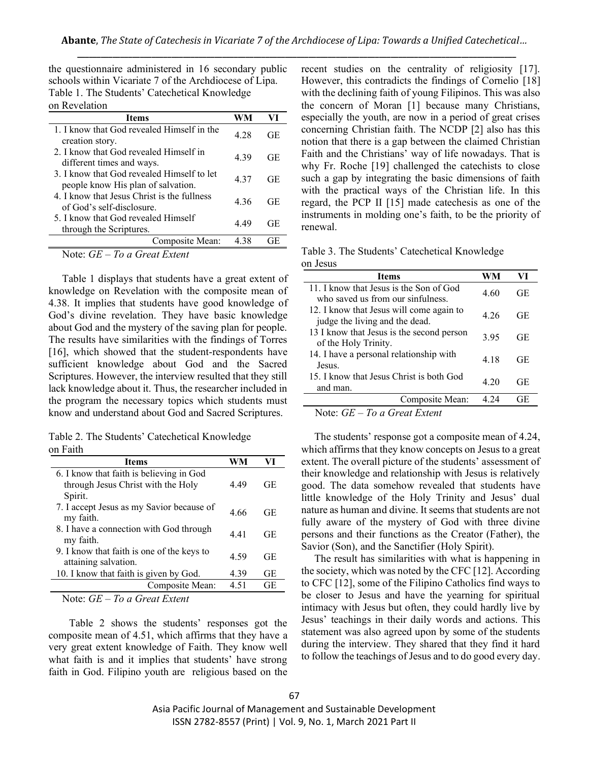the questionnaire administered in 16 secondary public schools within Vicariate 7 of the Archdiocese of Lipa.

Table 1. The Students' Catechetical Knowledge on Revelation

| Items | WM | VI |
|---|---|---|
| 1. I know that God revealed Himself in the creation story. | 4.28 | GE |
| 2. I know that God revealed Himself in different times and ways. | 4.39 | GE |
| 3. I know that God revealed Himself to let people know His plan of salvation. | 4.37 | GE |
| 4. I know that Jesus Christ is the fullness of God's self-disclosure. | 4.36 | GE |
| 5. I know that God revealed Himself through the Scriptures. | 4.49 | GE |
| Composite Mean: | 4.38 | GE |

Note: *GE – To a Great Extent*

Table 1 displays that students have a great extent of knowledge on Revelation with the composite mean of 4.38. It implies that students have good knowledge of God's divine revelation. They have basic knowledge about God and the mystery of the saving plan for people. The results have similarities with the findings of Torres [16], which showed that the student-respondents have sufficient knowledge about God and the Sacred Scriptures. However, the interview resulted that they still lack knowledge about it. Thus, the researcher included in the program the necessary topics which students must know and understand about God and Sacred Scriptures.

Table 2. The Students' Catechetical Knowledge on Faith

| Items | WM | VI |
|---|---|---|
| 6. I know that faith is believing in God through Jesus Christ with the Holy Spirit. | 4.49 | GE |
| 7. I accept Jesus as my Savior because of my faith. | 4.66 | GE |
| 8. I have a connection with God through my faith. | 4.41 | GE |
| 9. I know that faith is one of the keys to attaining salvation. | 4.59 | GE |
| 10. I know that faith is given by God. | 4.39 | GE |
| Composite Mean: | 4.51 | GE |

Note: *GE – To a Great Extent*

Table 2 shows the students' responses got the composite mean of 4.51, which affirms that they have a very great extent knowledge of Faith. They know well what faith is and it implies that students' have strong faith in God. Filipino youth are religious based on the recent studies on the centrality of religiosity [17]. However, this contradicts the findings of Cornelio [18] with the declining faith of young Filipinos. This was also the concern of Moran [1] because many Christians, especially the youth, are now in a period of great crises concerning Christian faith. The NCDP [2] also has this notion that there is a gap between the claimed Christian Faith and the Christians' way of life nowadays. That is why Fr. Roche [19] challenged the catechists to close such a gap by integrating the basic dimensions of faith with the practical ways of the Christian life. In this regard, the PCP II [15] made catechesis as one of the instruments in molding one's faith, to be the priority of renewal.

Table 3. The Students' Catechetical Knowledge on Jesus

| Items | WM | VI |
|---|---|---|
| 11. I know that Jesus is the Son of God who saved us from our sinfulness. | 4.60 | GE |
| 12. I know that Jesus will come again to judge the living and the dead. | 4.26 | GE |
| 13 I know that Jesus is the second person of the Holy Trinity. | 3.95 | GE |
| 14. I have a personal relationship with Jesus. | 4.18 | GE |
| 15. I know that Jesus Christ is both God and man. | 4.20 | GE |
| Composite Mean: | 4.24 | GE |

Note: *GE – To a Great Extent*

The students' response got a composite mean of 4.24, which affirms that they know concepts on Jesus to a great extent. The overall picture of the students' assessment of their knowledge and relationship with Jesus is relatively good. The data somehow revealed that students have little knowledge of the Holy Trinity and Jesus' dual nature as human and divine. It seems that students are not fully aware of the mystery of God with three divine persons and their functions as the Creator (Father), the Savior (Son), and the Sanctifier (Holy Spirit).

The result has similarities with what is happening in the society, which was noted by the CFC [12]. According to CFC [12], some of the Filipino Catholics find ways to be closer to Jesus and have the yearning for spiritual intimacy with Jesus but often, they could hardly live by Jesus' teachings in their daily words and actions. This statement was also agreed upon by some of the students during the interview. They shared that they find it hard to follow the teachings of Jesus and to do good every day.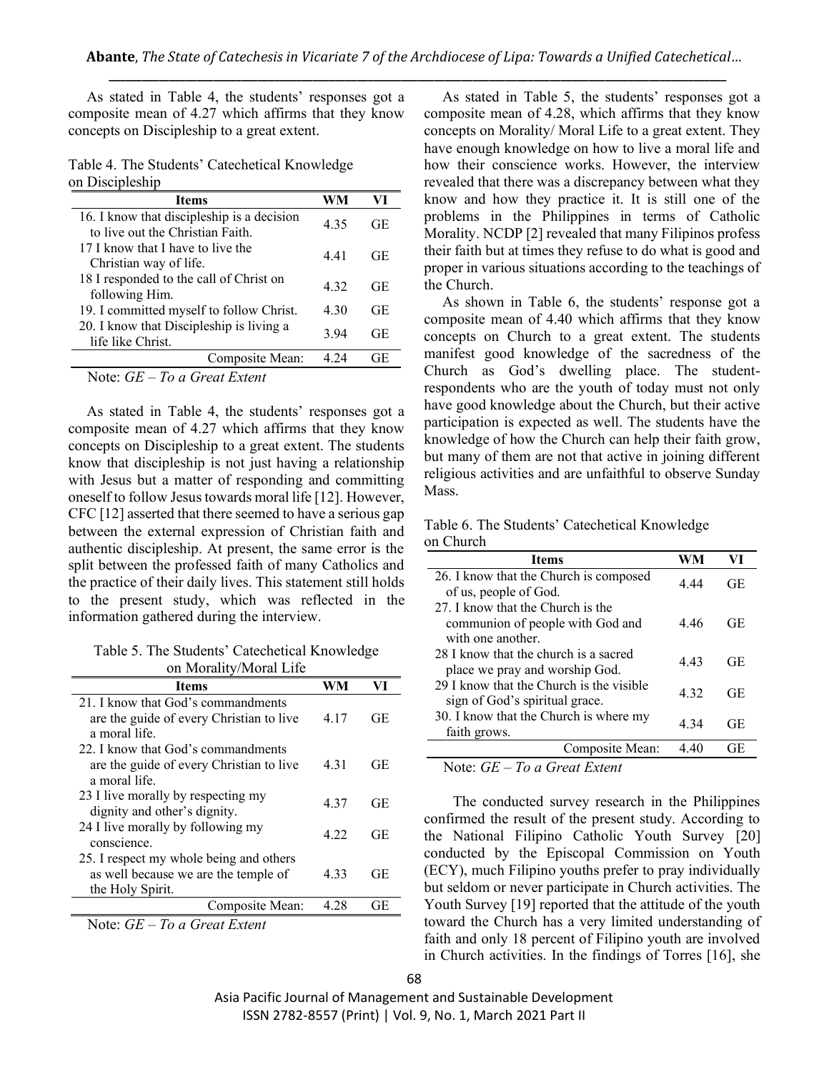As stated in Table 4, the students' responses got a composite mean of 4.27 which affirms that they know concepts on Discipleship to a great extent.

Table 4. The Students' Catechetical Knowledge on Discipleship

| Items | WM | VI |
|---|---|---|
| 16. I know that discipleship is a decision to live out the Christian Faith. | 4.35 | GE |
| 17 I know that I have to live the Christian way of life. | 4.41 | GE |
| 18 I responded to the call of Christ on following Him. | 4.32 | GE |
| 19. I committed myself to follow Christ. | 4.30 | GE |
| 20. I know that Discipleship is living a life like Christ. | 3.94 | GE |
| Composite Mean: | 4.24 | GE |

Note: *GE – To a Great Extent*

As stated in Table 4, the students' responses got a composite mean of 4.27 which affirms that they know concepts on Discipleship to a great extent. The students know that discipleship is not just having a relationship with Jesus but a matter of responding and committing oneself to follow Jesus towards moral life [12]. However, CFC [12] asserted that there seemed to have a serious gap between the external expression of Christian faith and authentic discipleship. At present, the same error is the split between the professed faith of many Catholics and the practice of their daily lives. This statement still holds to the present study, which was reflected in the information gathered during the interview.

Table 5. The Students' Catechetical Knowledge on Morality/Moral Life

| Items | WM | VI |
|---|---|---|
| 21. I know that God's commandments are the guide of every Christian to live a moral life. | 4.17 | GE |
| 22. I know that God's commandments are the guide of every Christian to live a moral life. | 4.31 | GE |
| 23 I live morally by respecting my dignity and other's dignity. | 4.37 | GE |
| 24 I live morally by following my conscience. | 4.22 | GE |
| 25. I respect my whole being and others as well because we are the temple of the Holy Spirit. | 4.33 | GE |
| Composite Mean: | 4.28 | GE |

Note: *GE – To a Great Extent*

As stated in Table 5, the students' responses got a composite mean of 4.28, which affirms that they know concepts on Morality/ Moral Life to a great extent. They have enough knowledge on how to live a moral life and how their conscience works. However, the interview revealed that there was a discrepancy between what they know and how they practice it. It is still one of the problems in the Philippines in terms of Catholic Morality. NCDP [2] revealed that many Filipinos profess their faith but at times they refuse to do what is good and proper in various situations according to the teachings of the Church.

As shown in Table 6, the students' response got a composite mean of 4.40 which affirms that they know concepts on Church to a great extent. The students manifest good knowledge of the sacredness of the Church as God's dwelling place. The student-respondents who are the youth of today must not only have good knowledge about the Church, but their active participation is expected as well. The students have the knowledge of how the Church can help their faith grow, but many of them are not that active in joining different religious activities and are unfaithful to observe Sunday Mass.

Table 6. The Students' Catechetical Knowledge on Church

| Items | WM | VI |
|---|---|---|
| 26. I know that the Church is composed of us, people of God. | 4.44 | GE |
| 27. I know that the Church is the communion of people with God and with one another. | 4.46 | GE |
| 28 I know that the church is a sacred place we pray and worship God. | 4.43 | GE |
| 29 I know that the Church is the visible sign of God's spiritual grace. | 4.32 | GE |
| 30. I know that the Church is where my faith grows. | 4.34 | GE |
| Composite Mean: | 4.40 | GE |

Note: *GE – To a Great Extent*

The conducted survey research in the Philippines confirmed the result of the present study. According to the National Filipino Catholic Youth Survey [20] conducted by the Episcopal Commission on Youth (ECY), much Filipino youths prefer to pray individually but seldom or never participate in Church activities. The Youth Survey [19] reported that the attitude of the youth toward the Church has a very limited understanding of faith and only 18 percent of Filipino youth are involved in Church activities. In the findings of Torres [16], she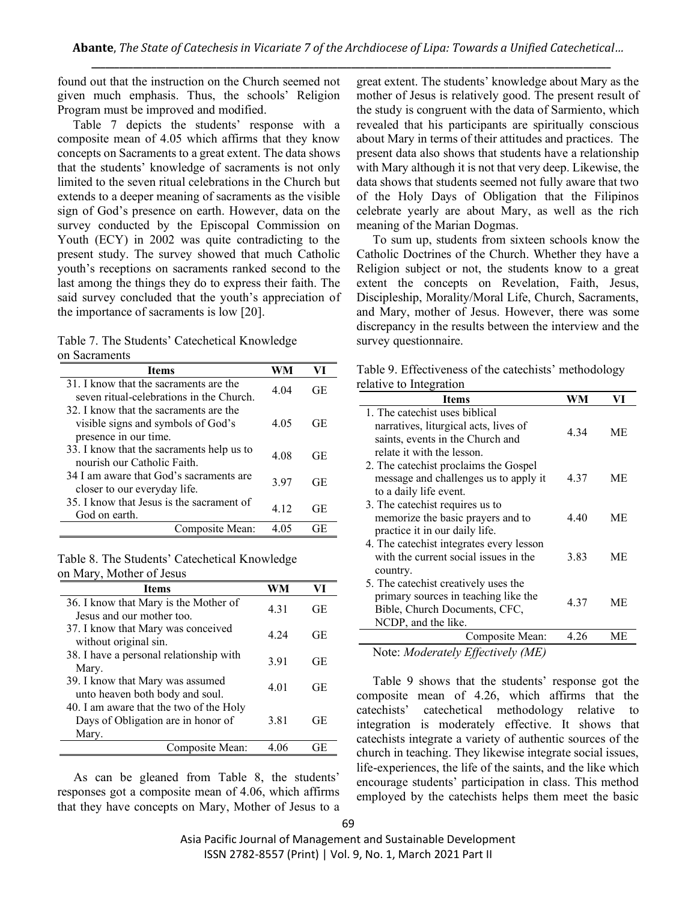found out that the instruction on the Church seemed not given much emphasis. Thus, the schools' Religion Program must be improved and modified.

Table 7 depicts the students' response with a composite mean of 4.05 which affirms that they know concepts on Sacraments to a great extent. The data shows that the students' knowledge of sacraments is not only limited to the seven ritual celebrations in the Church but extends to a deeper meaning of sacraments as the visible sign of God's presence on earth. However, data on the survey conducted by the Episcopal Commission on Youth (ECY) in 2002 was quite contradicting to the present study. The survey showed that much Catholic youth's receptions on sacraments ranked second to the last among the things they do to express their faith. The said survey concluded that the youth's appreciation of the importance of sacraments is low [20].

Table 7. The Students' Catechetical Knowledge on Sacraments

| Items | WM | VI |
|---|---|---|
| 31. I know that the sacraments are the seven ritual-celebrations in the Church. | 4.04 | GE |
| 32. I know that the sacraments are the visible signs and symbols of God's presence in our time. | 4.05 | GE |
| 33. I know that the sacraments help us to nourish our Catholic Faith. | 4.08 | GE |
| 34 I am aware that God's sacraments are closer to our everyday life. | 3.97 | GE |
| 35. I know that Jesus is the sacrament of God on earth. | 4.12 | GE |
| Composite Mean: | 4.05 | GE |

Table 8. The Students' Catechetical Knowledge on Mary, Mother of Jesus

| Items | WM | VI |
|---|---|---|
| 36. I know that Mary is the Mother of Jesus and our mother too. | 4.31 | GE |
| 37. I know that Mary was conceived without original sin. | 4.24 | GE |
| 38. I have a personal relationship with Mary. | 3.91 | GE |
| 39. I know that Mary was assumed unto heaven both body and soul. | 4.01 | GE |
| 40. I am aware that the two of the Holy Days of Obligation are in honor of Mary. | 3.81 | GE |
| Composite Mean: | 4.06 | GE |

As can be gleaned from Table 8, the students' responses got a composite mean of 4.06, which affirms that they have concepts on Mary, Mother of Jesus to a great extent. The students' knowledge about Mary as the mother of Jesus is relatively good. The present result of the study is congruent with the data of Sarmiento, which revealed that his participants are spiritually conscious about Mary in terms of their attitudes and practices. The present data also shows that students have a relationship with Mary although it is not that very deep. Likewise, the data shows that students seemed not fully aware that two of the Holy Days of Obligation that the Filipinos celebrate yearly are about Mary, as well as the rich meaning of the Marian Dogmas.

To sum up, students from sixteen schools know the Catholic Doctrines of the Church. Whether they have a Religion subject or not, the students know to a great extent the concepts on Revelation, Faith, Jesus, Discipleship, Morality/Moral Life, Church, Sacraments, and Mary, mother of Jesus. However, there was some discrepancy in the results between the interview and the survey questionnaire.

Table 9. Effectiveness of the catechists' methodology relative to Integration

| Items | WM | VI |
|---|---|---|
| 1. The catechist uses biblical narratives, liturgical acts, lives of saints, events in the Church and relate it with the lesson. | 4.34 | ME |
| 2. The catechist proclaims the Gospel message and challenges us to apply it to a daily life event. | 4.37 | ME |
| 3. The catechist requires us to memorize the basic prayers and to practice it in our daily life. | 4.40 | ME |
| 4. The catechist integrates every lesson with the current social issues in the country. | 3.83 | ME |
| 5. The catechist creatively uses the primary sources in teaching like the Bible, Church Documents, CFC, NCDP, and the like. | 4.37 | ME |
| Composite Mean: | 4.26 | ME |

Note: *Moderately Effectively (ME)*

Table 9 shows that the students' response got the composite mean of 4.26, which affirms that the catechists' catechetical methodology relative to integration is moderately effective. It shows that catechists integrate a variety of authentic sources of the church in teaching. They likewise integrate social issues, life-experiences, the life of the saints, and the like which encourage students' participation in class. This method employed by the catechists helps them meet the basic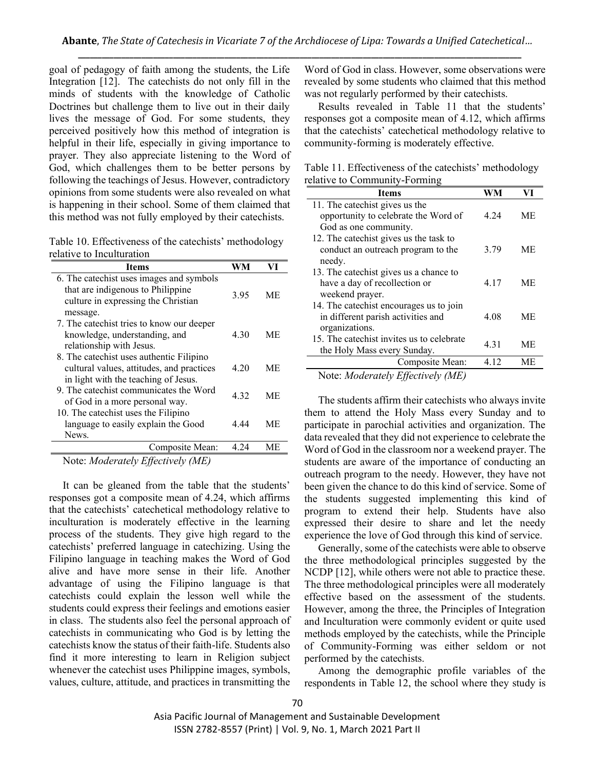goal of pedagogy of faith among the students, the Life Integration [12]. The catechists do not only fill in the minds of students with the knowledge of Catholic Doctrines but challenge them to live out in their daily lives the message of God. For some students, they perceived positively how this method of integration is helpful in their life, especially in giving importance to prayer. They also appreciate listening to the Word of God, which challenges them to be better persons by following the teachings of Jesus. However, contradictory opinions from some students were also revealed on what is happening in their school. Some of them claimed that this method was not fully employed by their catechists.

Table 10. Effectiveness of the catechists' methodology relative to Inculturation

| Items | WM | VI |
|---|---|---|
| 6. The catechist uses images and symbols that are indigenous to Philippine culture in expressing the Christian message. | 3.95 | ME |
| 7. The catechist tries to know our deeper knowledge, understanding, and relationship with Jesus. | 4.30 | ME |
| 8. The catechist uses authentic Filipino cultural values, attitudes, and practices in light with the teaching of Jesus. | 4.20 | ME |
| 9. The catechist communicates the Word of God in a more personal way. | 4.32 | ME |
| 10. The catechist uses the Filipino language to easily explain the Good News. | 4.44 | ME |
| Composite Mean: | 4.24 | ME |

Note: *Moderately Effectively (ME)*

It can be gleaned from the table that the students' responses got a composite mean of 4.24, which affirms that the catechists' catechetical methodology relative to inculturation is moderately effective in the learning process of the students. They give high regard to the catechists' preferred language in catechizing. Using the Filipino language in teaching makes the Word of God alive and have more sense in their life. Another advantage of using the Filipino language is that catechists could explain the lesson well while the students could express their feelings and emotions easier in class. The students also feel the personal approach of catechists in communicating who God is by letting the catechists know the status of their faith-life. Students also find it more interesting to learn in Religion subject whenever the catechist uses Philippine images, symbols, values, culture, attitude, and practices in transmitting the Word of God in class. However, some observations were revealed by some students who claimed that this method was not regularly performed by their catechists.

Results revealed in Table 11 that the students' responses got a composite mean of 4.12, which affirms that the catechists' catechetical methodology relative to community-forming is moderately effective.

Table 11. Effectiveness of the catechists' methodology relative to Community-Forming

| Items | WM | VI |
|---|---|---|
| 11. The catechist gives us the opportunity to celebrate the Word of God as one community. | 4.24 | ME |
| 12. The catechist gives us the task to conduct an outreach program to the needy. | 3.79 | ME |
| 13. The catechist gives us a chance to have a day of recollection or weekend prayer. | 4.17 | ME |
| 14. The catechist encourages us to join in different parish activities and organizations. | 4.08 | ME |
| 15. The catechist invites us to celebrate the Holy Mass every Sunday. | 4.31 | ME |
| Composite Mean: | 4.12 | ME |

Note: *Moderately Effectively (ME)*

The students affirm their catechists who always invite them to attend the Holy Mass every Sunday and to participate in parochial activities and organization. The data revealed that they did not experience to celebrate the Word of God in the classroom nor a weekend prayer. The students are aware of the importance of conducting an outreach program to the needy. However, they have not been given the chance to do this kind of service. Some of the students suggested implementing this kind of program to extend their help. Students have also expressed their desire to share and let the needy experience the love of God through this kind of service.

Generally, some of the catechists were able to observe the three methodological principles suggested by the NCDP [12], while others were not able to practice these. The three methodological principles were all moderately effective based on the assessment of the students. However, among the three, the Principles of Integration and Inculturation were commonly evident or quite used methods employed by the catechists, while the Principle of Community-Forming was either seldom or not performed by the catechists.

Among the demographic profile variables of the respondents in Table 12, the school where they study is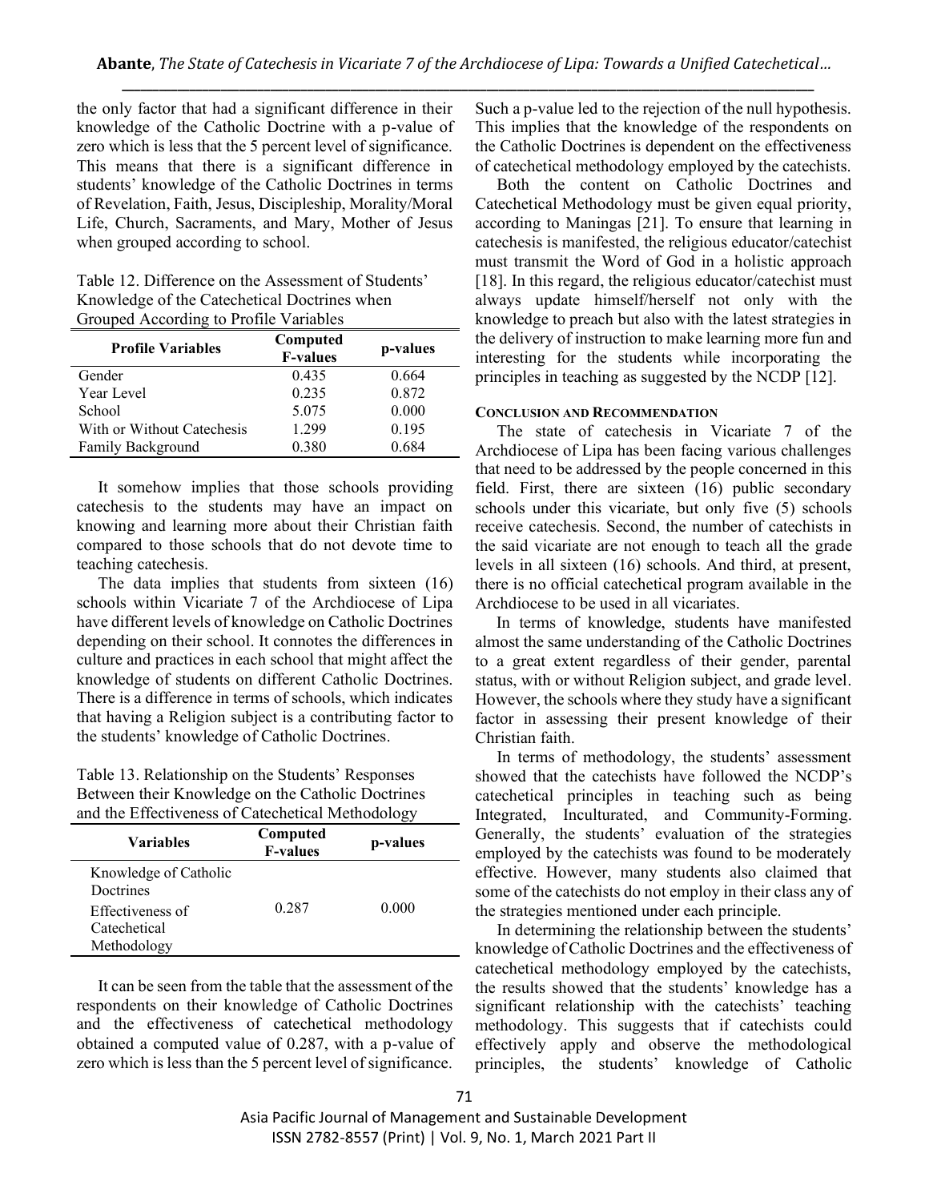the only factor that had a significant difference in their knowledge of the Catholic Doctrine with a p-value of zero which is less that the 5 percent level of significance. This means that there is a significant difference in students' knowledge of the Catholic Doctrines in terms of Revelation, Faith, Jesus, Discipleship, Morality/Moral Life, Church, Sacraments, and Mary, Mother of Jesus when grouped according to school.

Table 12. Difference on the Assessment of Students' Knowledge of the Catechetical Doctrines when Grouped According to Profile Variables

| Profile Variables | Computed F-values | p-values |
|---|---|---|
| Gender | 0.435 | 0.664 |
| Year Level | 0.235 | 0.872 |
| School | 5.075 | 0.000 |
| With or Without Catechesis | 1.299 | 0.195 |
| Family Background | 0.380 | 0.684 |

It somehow implies that those schools providing catechesis to the students may have an impact on knowing and learning more about their Christian faith compared to those schools that do not devote time to teaching catechesis.

The data implies that students from sixteen (16) schools within Vicariate 7 of the Archdiocese of Lipa have different levels of knowledge on Catholic Doctrines depending on their school. It connotes the differences in culture and practices in each school that might affect the knowledge of students on different Catholic Doctrines. There is a difference in terms of schools, which indicates that having a Religion subject is a contributing factor to the students' knowledge of Catholic Doctrines.

Table 13. Relationship on the Students' Responses Between their Knowledge on the Catholic Doctrines and the Effectiveness of Catechetical Methodology

| Variables | Computed F-values | p-values |
|---|---|---|
| Knowledge of Catholic Doctrines<br>Effectiveness of Catechetical Methodology | 0.287 | 0.000 |

It can be seen from the table that the assessment of the respondents on their knowledge of Catholic Doctrines and the effectiveness of catechetical methodology obtained a computed value of 0.287, with a p-value of zero which is less than the 5 percent level of significance. Such a p-value led to the rejection of the null hypothesis. This implies that the knowledge of the respondents on the Catholic Doctrines is dependent on the effectiveness of catechetical methodology employed by the catechists.

Both the content on Catholic Doctrines and Catechetical Methodology must be given equal priority, according to Maningas [21]. To ensure that learning in catechesis is manifested, the religious educator/catechist must transmit the Word of God in a holistic approach [18]. In this regard, the religious educator/catechist must always update himself/herself not only with the knowledge to preach but also with the latest strategies in the delivery of instruction to make learning more fun and interesting for the students while incorporating the principles in teaching as suggested by the NCDP [12].

#### CONCLUSION AND RECOMMENDATION

The state of catechesis in Vicariate 7 of the Archdiocese of Lipa has been facing various challenges that need to be addressed by the people concerned in this field. First, there are sixteen (16) public secondary schools under this vicariate, but only five (5) schools receive catechesis. Second, the number of catechists in the said vicariate are not enough to teach all the grade levels in all sixteen (16) schools. And third, at present, there is no official catechetical program available in the Archdiocese to be used in all vicariates.

In terms of knowledge, students have manifested almost the same understanding of the Catholic Doctrines to a great extent regardless of their gender, parental status, with or without Religion subject, and grade level. However, the schools where they study have a significant factor in assessing their present knowledge of their Christian faith.

In terms of methodology, the students' assessment showed that the catechists have followed the NCDP's catechetical principles in teaching such as being Integrated, Inculturated, and Community-Forming. Generally, the students' evaluation of the strategies employed by the catechists was found to be moderately effective. However, many students also claimed that some of the catechists do not employ in their class any of the strategies mentioned under each principle.

In determining the relationship between the students' knowledge of Catholic Doctrines and the effectiveness of catechetical methodology employed by the catechists, the results showed that the students' knowledge has a significant relationship with the catechists' teaching methodology. This suggests that if catechists could effectively apply and observe the methodological principles, the students' knowledge of Catholic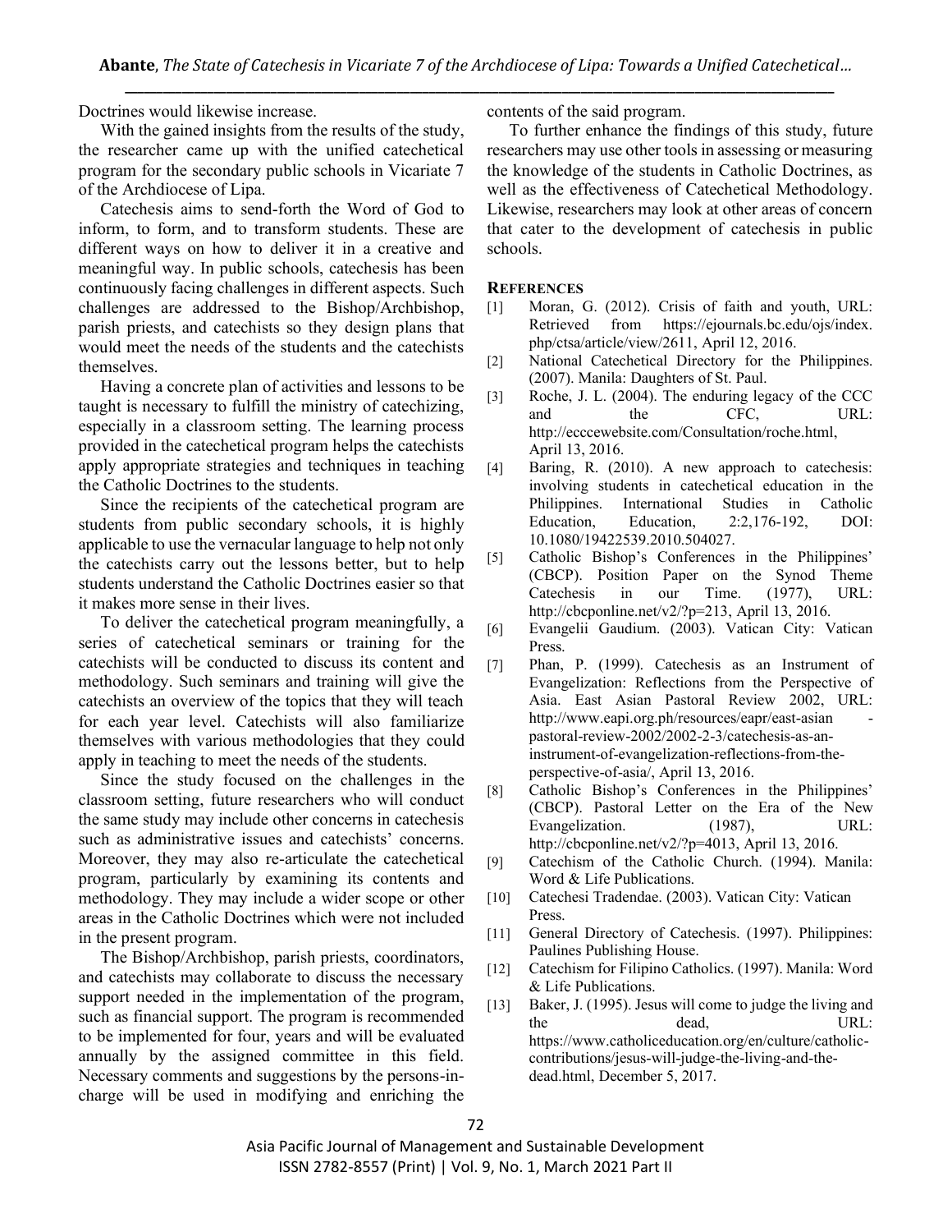Doctrines would likewise increase.

With the gained insights from the results of the study, the researcher came up with the unified catechetical program for the secondary public schools in Vicariate 7 of the Archdiocese of Lipa.

Catechesis aims to send-forth the Word of God to inform, to form, and to transform students. These are different ways on how to deliver it in a creative and meaningful way. In public schools, catechesis has been continuously facing challenges in different aspects. Such challenges are addressed to the Bishop/Archbishop, parish priests, and catechists so they design plans that would meet the needs of the students and the catechists themselves.

Having a concrete plan of activities and lessons to be taught is necessary to fulfill the ministry of catechizing, especially in a classroom setting. The learning process provided in the catechetical program helps the catechists apply appropriate strategies and techniques in teaching the Catholic Doctrines to the students.

Since the recipients of the catechetical program are students from public secondary schools, it is highly applicable to use the vernacular language to help not only the catechists carry out the lessons better, but to help students understand the Catholic Doctrines easier so that it makes more sense in their lives.

To deliver the catechetical program meaningfully, a series of catechetical seminars or training for the catechists will be conducted to discuss its content and methodology. Such seminars and training will give the catechists an overview of the topics that they will teach for each year level. Catechists will also familiarize themselves with various methodologies that they could apply in teaching to meet the needs of the students.

Since the study focused on the challenges in the classroom setting, future researchers who will conduct the same study may include other concerns in catechesis such as administrative issues and catechists' concerns. Moreover, they may also re-articulate the catechetical program, particularly by examining its contents and methodology. They may include a wider scope or other areas in the Catholic Doctrines which were not included in the present program.

The Bishop/Archbishop, parish priests, coordinators, and catechists may collaborate to discuss the necessary support needed in the implementation of the program, such as financial support. The program is recommended to be implemented for four, years and will be evaluated annually by the assigned committee in this field. Necessary comments and suggestions by the persons-in-charge will be used in modifying and enriching the contents of the said program.

To further enhance the findings of this study, future researchers may use other tools in assessing or measuring the knowledge of the students in Catholic Doctrines, as well as the effectiveness of Catechetical Methodology. Likewise, researchers may look at other areas of concern that cater to the development of catechesis in public schools.

## REFERENCES

[1] Moran, G. (2012). Crisis of faith and youth, URL: Retrieved from https://ejournals.bc.edu/ojs/index.php/ctsa/article/view/2611, April 12, 2016.

[2] National Catechetical Directory for the Philippines. (2007). Manila: Daughters of St. Paul.

[3] Roche, J. L. (2004). The enduring legacy of the CCC and the CFC, URL: http://ecccewebsite.com/Consultation/roche.html, April 13, 2016.

[4] Baring, R. (2010). A new approach to catechesis: involving students in catechetical education in the Philippines. International Studies in Catholic Education, Education, 2:2,176-192, DOI: 10.1080/19422539.2010.504027.

[5] Catholic Bishop's Conferences in the Philippines' (CBCP). Position Paper on the Synod Theme Catechesis in our Time. (1977), URL: http://cbcponline.net/v2/?p=213, April 13, 2016.

[6] Evangelii Gaudium. (2003). Vatican City: Vatican Press.

[7] Phan, P. (1999). Catechesis as an Instrument of Evangelization: Reflections from the Perspective of Asia. East Asian Pastoral Review 2002, URL: http://www.eapi.org.ph/resources/eapr/east-asian - pastoral-review-2002/2002-2-3/catechesis-as-an-instrument-of-evangelization-reflections-from-the-perspective-of-asia/, April 13, 2016.

[8] Catholic Bishop's Conferences in the Philippines' (CBCP). Pastoral Letter on the Era of the New Evangelization. (1987), URL: http://cbcponline.net/v2/?p=4013, April 13, 2016.

[9] Catechism of the Catholic Church. (1994). Manila: Word & Life Publications.

[10] Catechesi Tradendae. (2003). Vatican City: Vatican Press.

[11] General Directory of Catechesis. (1997). Philippines: Paulines Publishing House.

[12] Catechism for Filipino Catholics. (1997). Manila: Word & Life Publications.

[13] Baker, J. (1995). Jesus will come to judge the living and the dead, URL: https://www.catholiceducation.org/en/culture/catholic-contributions/jesus-will-judge-the-living-and-the-dead.html, December 5, 2017.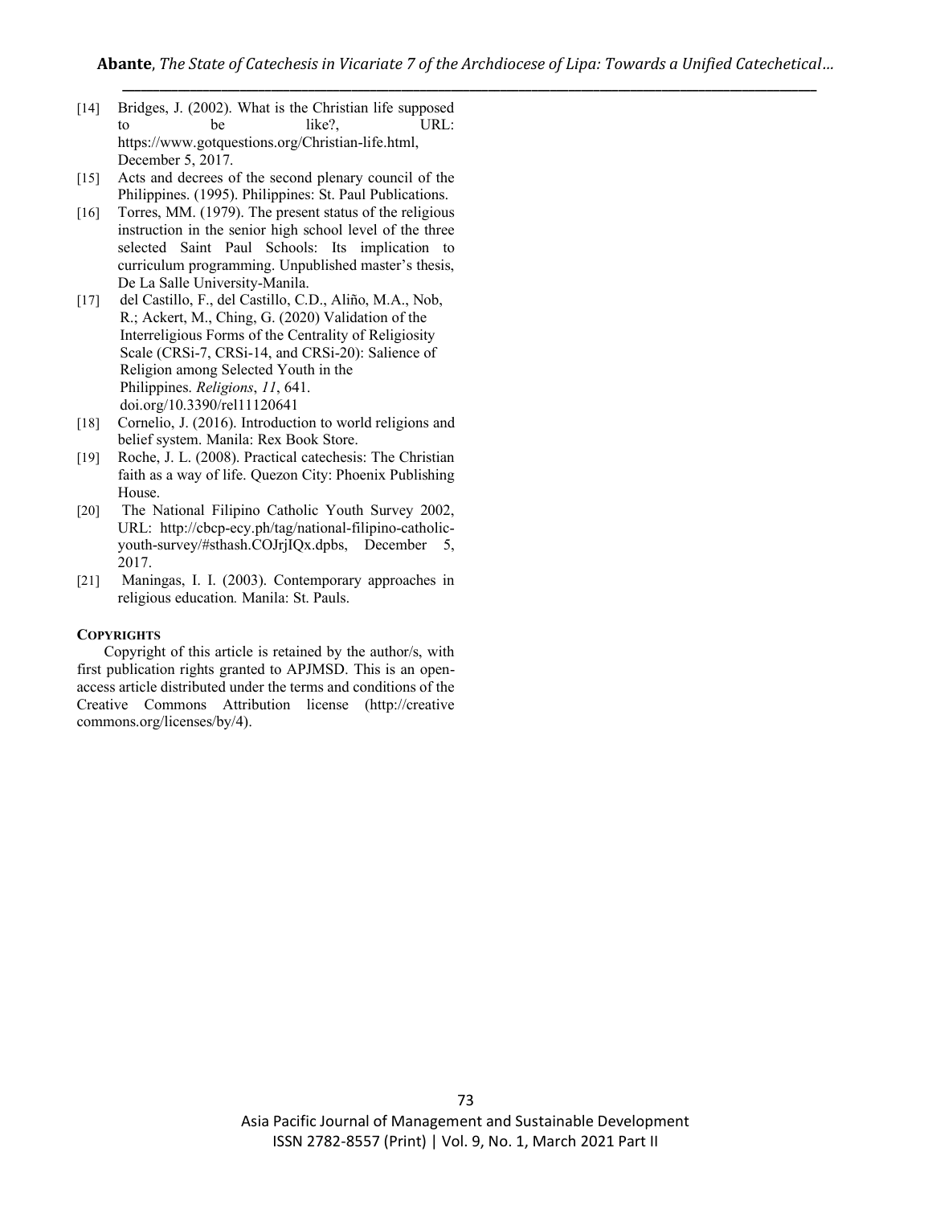[14] Bridges, J. (2002). What is the Christian life supposed to be like?, URL: https://www.gotquestions.org/Christian-life.html, December 5, 2017.

[15] Acts and decrees of the second plenary council of the Philippines. (1995). Philippines: St. Paul Publications.

[16] Torres, MM. (1979). The present status of the religious instruction in the senior high school level of the three selected Saint Paul Schools: Its implication to curriculum programming. Unpublished master's thesis, De La Salle University-Manila.

[17] del Castillo, F., del Castillo, C.D., Aliño, M.A., Nob, R.; Ackert, M., Ching, G. (2020) Validation of the Interreligious Forms of the Centrality of Religiosity Scale (CRSi-7, CRSi-14, and CRSi-20): Salience of Religion among Selected Youth in the Philippines. *Religions*, *11*, 641. doi.org/10.3390/rel11120641

[18] Cornelio, J. (2016). Introduction to world religions and belief system. Manila: Rex Book Store.

[19] Roche, J. L. (2008). Practical catechesis: The Christian faith as a way of life. Quezon City: Phoenix Publishing House.

[20] The National Filipino Catholic Youth Survey 2002, URL: http://cbcp-ecy.ph/tag/national-filipino-catholic-youth-survey/#sthash.COJrjIQx.dpbs, December 5, 2017.

[21] Maningas, I. I. (2003). Contemporary approaches in religious education. Manila: St. Pauls.

## COPYRIGHTS

Copyright of this article is retained by the author/s, with first publication rights granted to APJMSD. This is an open-access article distributed under the terms and conditions of the Creative Commons Attribution license (http://creative commons.org/licenses/by/4).